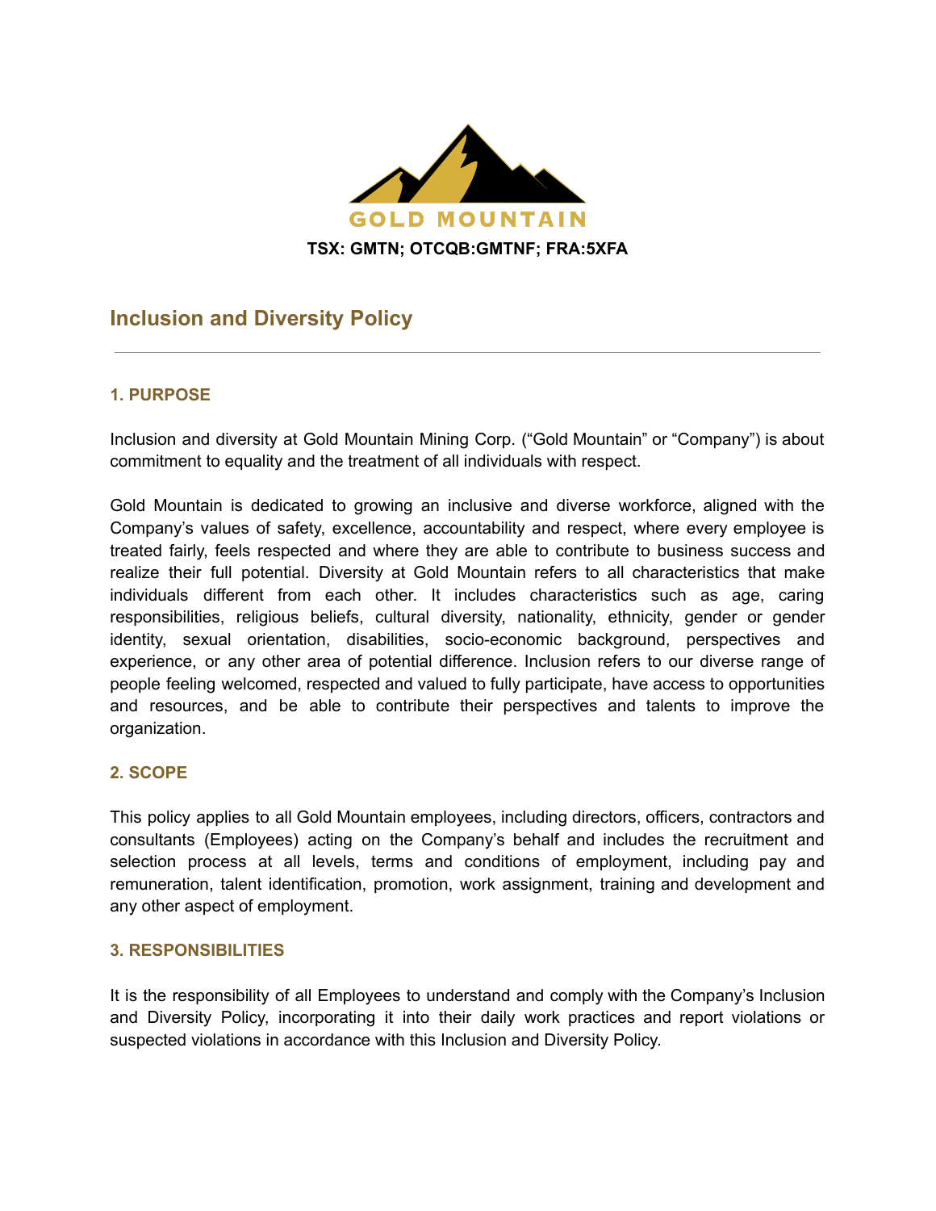GOLD MOUNTAIN

**TSX: GMTN; OTCQB:GMTNF; FRA:5XFA**

# Inclusion and Diversity Policy

---

## 1. PURPOSE

Inclusion and diversity at Gold Mountain Mining Corp. ("Gold Mountain" or "Company") is about commitment to equality and the treatment of all individuals with respect.

Gold Mountain is dedicated to growing an inclusive and diverse workforce, aligned with the Company's values of safety, excellence, accountability and respect, where every employee is treated fairly, feels respected and where they are able to contribute to business success and realize their full potential. Diversity at Gold Mountain refers to all characteristics that make individuals different from each other. It includes characteristics such as age, caring responsibilities, religious beliefs, cultural diversity, nationality, ethnicity, gender or gender identity, sexual orientation, disabilities, socio-economic background, perspectives and experience, or any other area of potential difference. Inclusion refers to our diverse range of people feeling welcomed, respected and valued to fully participate, have access to opportunities and resources, and be able to contribute their perspectives and talents to improve the organization.

## 2. SCOPE

This policy applies to all Gold Mountain employees, including directors, officers, contractors and consultants (Employees) acting on the Company's behalf and includes the recruitment and selection process at all levels, terms and conditions of employment, including pay and remuneration, talent identification, promotion, work assignment, training and development and any other aspect of employment.

## 3. RESPONSIBILITIES

It is the responsibility of all Employees to understand and comply with the Company's Inclusion and Diversity Policy, incorporating it into their daily work practices and report violations or suspected violations in accordance with this Inclusion and Diversity Policy.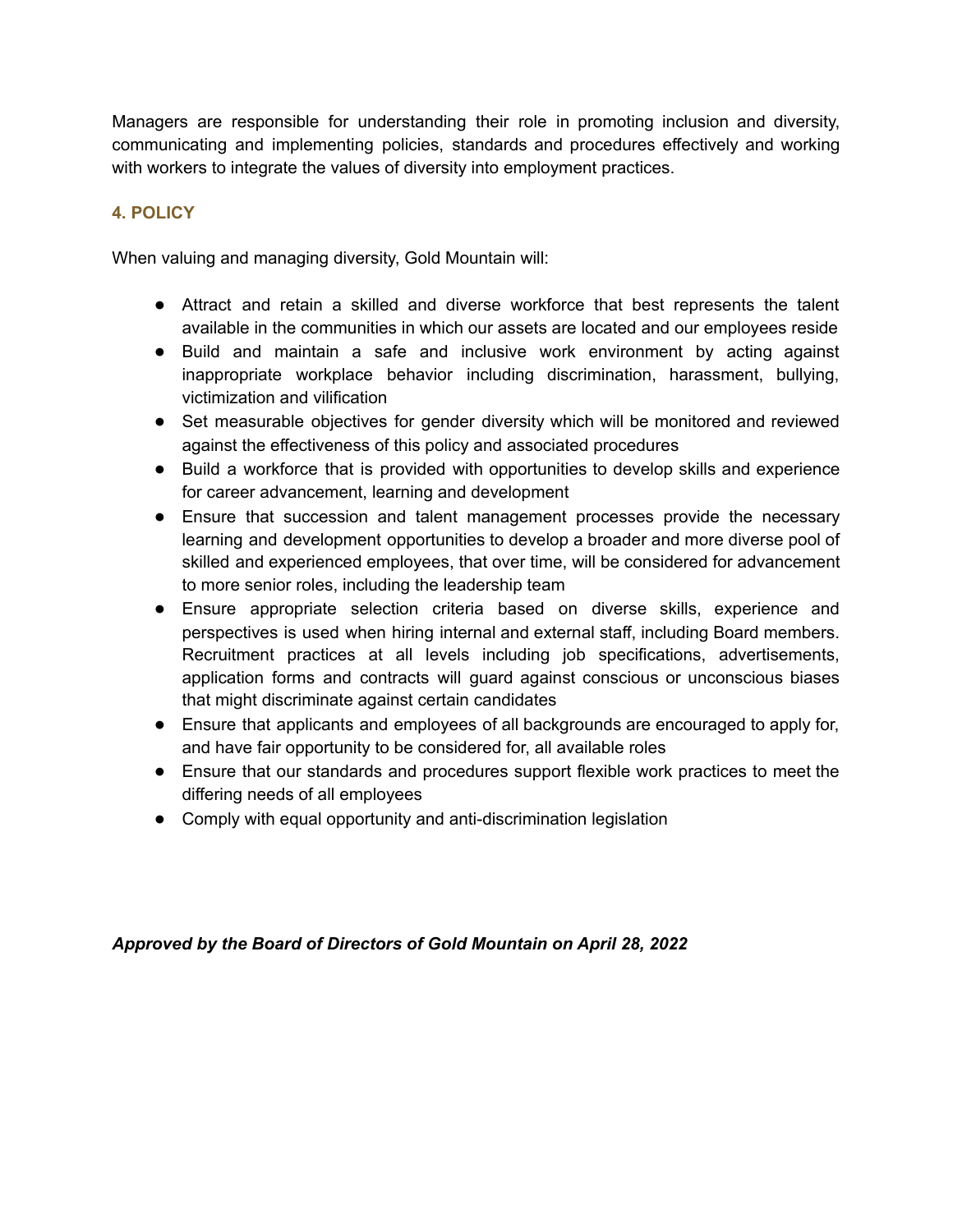Managers are responsible for understanding their role in promoting inclusion and diversity, communicating and implementing policies, standards and procedures effectively and working with workers to integrate the values of diversity into employment practices.

## 4. POLICY

When valuing and managing diversity, Gold Mountain will:

- Attract and retain a skilled and diverse workforce that best represents the talent available in the communities in which our assets are located and our employees reside
- Build and maintain a safe and inclusive work environment by acting against inappropriate workplace behavior including discrimination, harassment, bullying, victimization and vilification
- Set measurable objectives for gender diversity which will be monitored and reviewed against the effectiveness of this policy and associated procedures
- Build a workforce that is provided with opportunities to develop skills and experience for career advancement, learning and development
- Ensure that succession and talent management processes provide the necessary learning and development opportunities to develop a broader and more diverse pool of skilled and experienced employees, that over time, will be considered for advancement to more senior roles, including the leadership team
- Ensure appropriate selection criteria based on diverse skills, experience and perspectives is used when hiring internal and external staff, including Board members. Recruitment practices at all levels including job specifications, advertisements, application forms and contracts will guard against conscious or unconscious biases that might discriminate against certain candidates
- Ensure that applicants and employees of all backgrounds are encouraged to apply for, and have fair opportunity to be considered for, all available roles
- Ensure that our standards and procedures support flexible work practices to meet the differing needs of all employees
- Comply with equal opportunity and anti-discrimination legislation

***Approved by the Board of Directors of Gold Mountain on April 28, 2022***